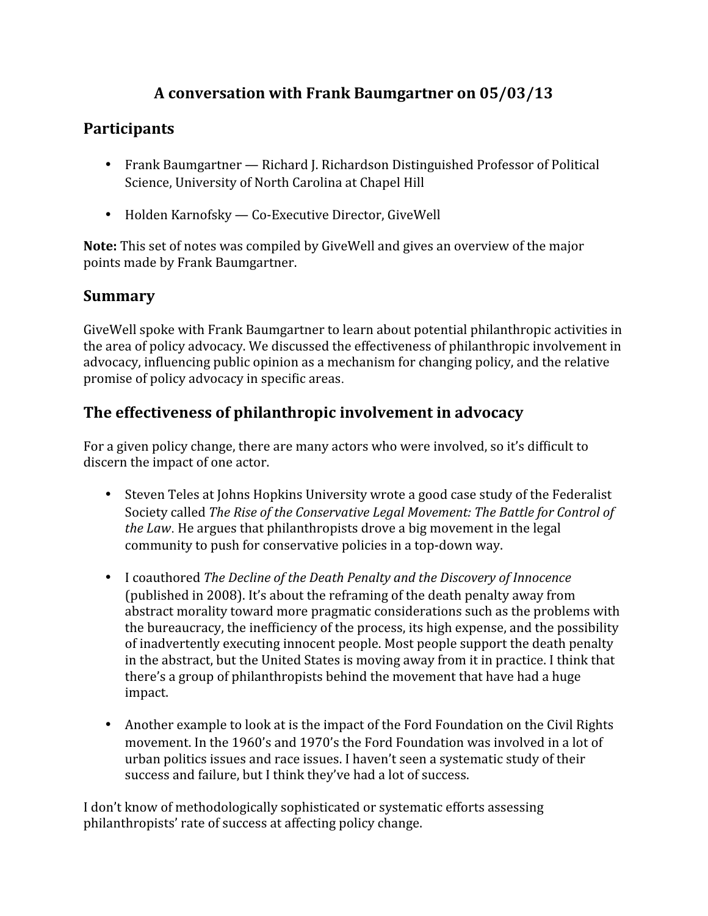# A conversation with Frank Baumgartner on 05/03/13

## Participants

- Frank Baumgartner — Richard J. Richardson Distinguished Professor of Political Science, University of North Carolina at Chapel Hill
- Holden Karnofsky — Co-Executive Director, GiveWell

**Note:** This set of notes was compiled by GiveWell and gives an overview of the major points made by Frank Baumgartner.

## Summary

GiveWell spoke with Frank Baumgartner to learn about potential philanthropic activities in the area of policy advocacy. We discussed the effectiveness of philanthropic involvement in advocacy, influencing public opinion as a mechanism for changing policy, and the relative promise of policy advocacy in specific areas.

## The effectiveness of philanthropic involvement in advocacy

For a given policy change, there are many actors who were involved, so it's difficult to discern the impact of one actor.

- Steven Teles at Johns Hopkins University wrote a good case study of the Federalist Society called *The Rise of the Conservative Legal Movement: The Battle for Control of the Law*. He argues that philanthropists drove a big movement in the legal community to push for conservative policies in a top-down way.
- I coauthored *The Decline of the Death Penalty and the Discovery of Innocence* (published in 2008). It's about the reframing of the death penalty away from abstract morality toward more pragmatic considerations such as the problems with the bureaucracy, the inefficiency of the process, its high expense, and the possibility of inadvertently executing innocent people. Most people support the death penalty in the abstract, but the United States is moving away from it in practice. I think that there's a group of philanthropists behind the movement that have had a huge impact.
- Another example to look at is the impact of the Ford Foundation on the Civil Rights movement. In the 1960's and 1970's the Ford Foundation was involved in a lot of urban politics issues and race issues. I haven't seen a systematic study of their success and failure, but I think they've had a lot of success.

I don't know of methodologically sophisticated or systematic efforts assessing philanthropists' rate of success at affecting policy change.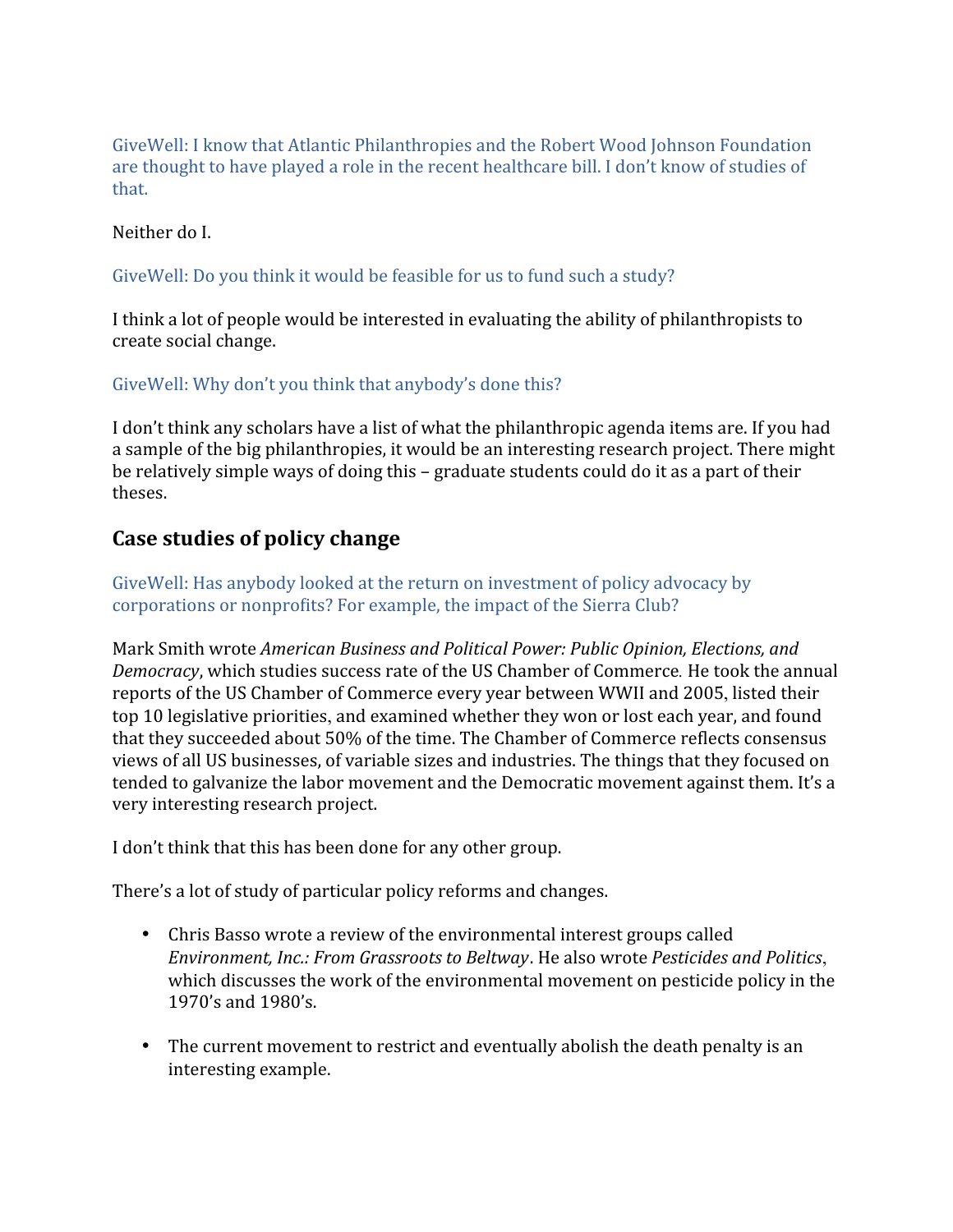GiveWell: I know that Atlantic Philanthropies and the Robert Wood Johnson Foundation are thought to have played a role in the recent healthcare bill. I don't know of studies of that.

Neither do I.

GiveWell: Do you think it would be feasible for us to fund such a study?

I think a lot of people would be interested in evaluating the ability of philanthropists to create social change.

GiveWell: Why don't you think that anybody's done this?

I don't think any scholars have a list of what the philanthropic agenda items are. If you had a sample of the big philanthropies, it would be an interesting research project. There might be relatively simple ways of doing this – graduate students could do it as a part of their theses.

## Case studies of policy change

GiveWell: Has anybody looked at the return on investment of policy advocacy by corporations or nonprofits? For example, the impact of the Sierra Club?

Mark Smith wrote *American Business and Political Power: Public Opinion, Elections, and Democracy*, which studies success rate of the US Chamber of Commerce. He took the annual reports of the US Chamber of Commerce every year between WWII and 2005, listed their top 10 legislative priorities, and examined whether they won or lost each year, and found that they succeeded about 50% of the time. The Chamber of Commerce reflects consensus views of all US businesses, of variable sizes and industries. The things that they focused on tended to galvanize the labor movement and the Democratic movement against them. It's a very interesting research project.

I don't think that this has been done for any other group.

There's a lot of study of particular policy reforms and changes.

- Chris Basso wrote a review of the environmental interest groups called *Environment, Inc.: From Grassroots to Beltway*. He also wrote *Pesticides and Politics*, which discusses the work of the environmental movement on pesticide policy in the 1970's and 1980's.

- The current movement to restrict and eventually abolish the death penalty is an interesting example.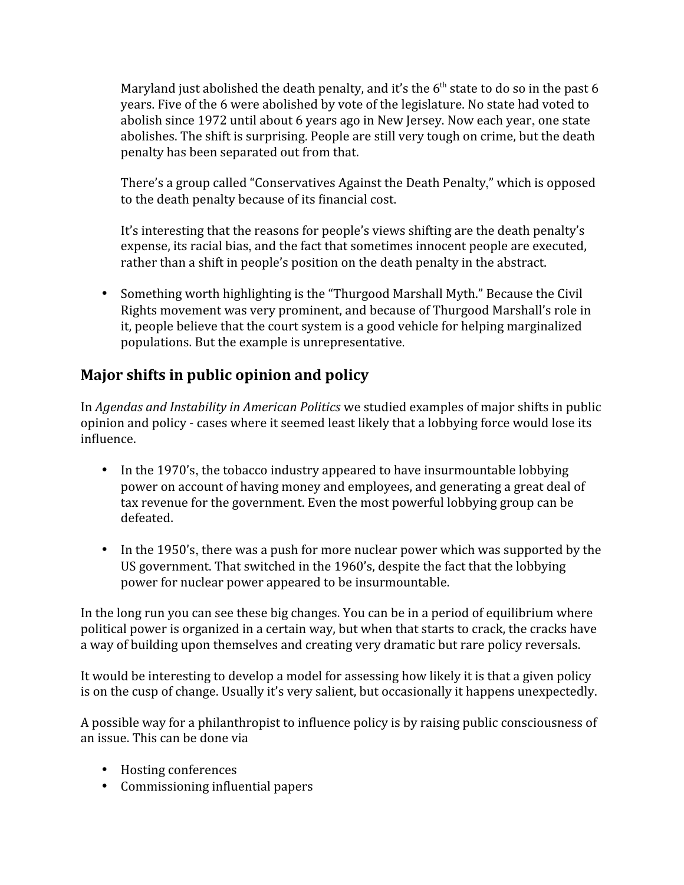Maryland just abolished the death penalty, and it's the 6th state to do so in the past 6 years. Five of the 6 were abolished by vote of the legislature. No state had voted to abolish since 1972 until about 6 years ago in New Jersey. Now each year, one state abolishes. The shift is surprising. People are still very tough on crime, but the death penalty has been separated out from that.

There's a group called "Conservatives Against the Death Penalty," which is opposed to the death penalty because of its financial cost.

It's interesting that the reasons for people's views shifting are the death penalty's expense, its racial bias, and the fact that sometimes innocent people are executed, rather than a shift in people's position on the death penalty in the abstract.

- Something worth highlighting is the "Thurgood Marshall Myth." Because the Civil Rights movement was very prominent, and because of Thurgood Marshall's role in it, people believe that the court system is a good vehicle for helping marginalized populations. But the example is unrepresentative.

## Major shifts in public opinion and policy

In *Agendas and Instability in American Politics* we studied examples of major shifts in public opinion and policy - cases where it seemed least likely that a lobbying force would lose its influence.

- In the 1970's, the tobacco industry appeared to have insurmountable lobbying power on account of having money and employees, and generating a great deal of tax revenue for the government. Even the most powerful lobbying group can be defeated.

- In the 1950's, there was a push for more nuclear power which was supported by the US government. That switched in the 1960's, despite the fact that the lobbying power for nuclear power appeared to be insurmountable.

In the long run you can see these big changes. You can be in a period of equilibrium where political power is organized in a certain way, but when that starts to crack, the cracks have a way of building upon themselves and creating very dramatic but rare policy reversals.

It would be interesting to develop a model for assessing how likely it is that a given policy is on the cusp of change. Usually it's very salient, but occasionally it happens unexpectedly.

A possible way for a philanthropist to influence policy is by raising public consciousness of an issue. This can be done via

- Hosting conferences
- Commissioning influential papers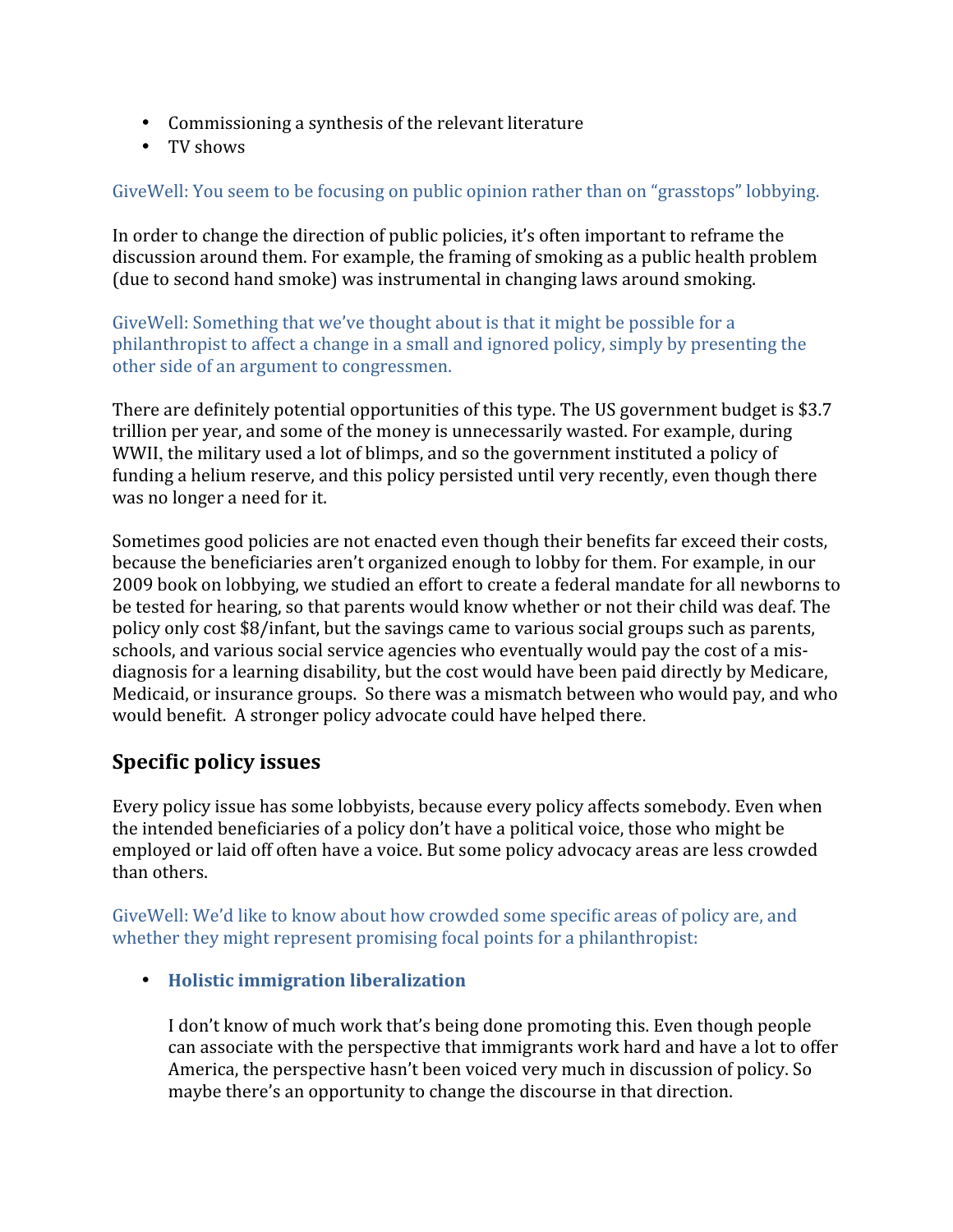- Commissioning a synthesis of the relevant literature
- TV shows

GiveWell: You seem to be focusing on public opinion rather than on "grasstops" lobbying.

In order to change the direction of public policies, it's often important to reframe the discussion around them. For example, the framing of smoking as a public health problem (due to second hand smoke) was instrumental in changing laws around smoking.

GiveWell: Something that we've thought about is that it might be possible for a philanthropist to affect a change in a small and ignored policy, simply by presenting the other side of an argument to congressmen.

There are definitely potential opportunities of this type. The US government budget is $3.7 trillion per year, and some of the money is unnecessarily wasted. For example, during WWII, the military used a lot of blimps, and so the government instituted a policy of funding a helium reserve, and this policy persisted until very recently, even though there was no longer a need for it.

Sometimes good policies are not enacted even though their benefits far exceed their costs, because the beneficiaries aren't organized enough to lobby for them. For example, in our 2009 book on lobbying, we studied an effort to create a federal mandate for all newborns to be tested for hearing, so that parents would know whether or not their child was deaf. The policy only cost $8/infant, but the savings came to various social groups such as parents, schools, and various social service agencies who eventually would pay the cost of a mis-diagnosis for a learning disability, but the cost would have been paid directly by Medicare, Medicaid, or insurance groups. So there was a mismatch between who would pay, and who would benefit. A stronger policy advocate could have helped there.

## Specific policy issues

Every policy issue has some lobbyists, because every policy affects somebody. Even when the intended beneficiaries of a policy don't have a political voice, those who might be employed or laid off often have a voice. But some policy advocacy areas are less crowded than others.

GiveWell: We'd like to know about how crowded some specific areas of policy are, and whether they might represent promising focal points for a philanthropist:

- **Holistic immigration liberalization**

  I don't know of much work that's being done promoting this. Even though people can associate with the perspective that immigrants work hard and have a lot to offer America, the perspective hasn't been voiced very much in discussion of policy. So maybe there's an opportunity to change the discourse in that direction.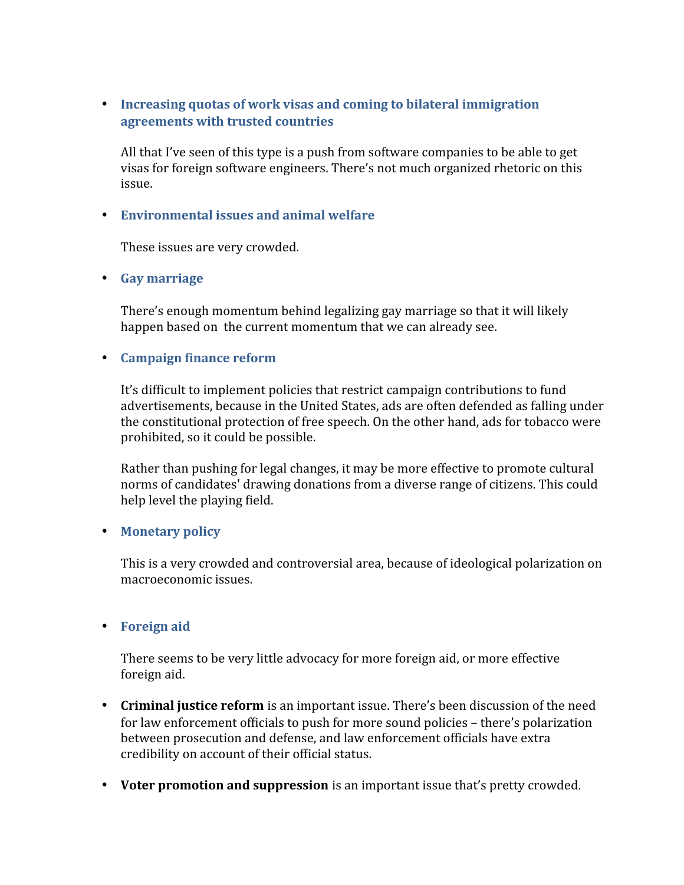- **Increasing quotas of work visas and coming to bilateral immigration agreements with trusted countries**

  All that I've seen of this type is a push from software companies to be able to get visas for foreign software engineers. There's not much organized rhetoric on this issue.

- **Environmental issues and animal welfare**

  These issues are very crowded.

- **Gay marriage**

  There's enough momentum behind legalizing gay marriage so that it will likely happen based on the current momentum that we can already see.

- **Campaign finance reform**

  It's difficult to implement policies that restrict campaign contributions to fund advertisements, because in the United States, ads are often defended as falling under the constitutional protection of free speech. On the other hand, ads for tobacco were prohibited, so it could be possible.

  Rather than pushing for legal changes, it may be more effective to promote cultural norms of candidates' drawing donations from a diverse range of citizens. This could help level the playing field.

- **Monetary policy**

  This is a very crowded and controversial area, because of ideological polarization on macroeconomic issues.

- **Foreign aid**

  There seems to be very little advocacy for more foreign aid, or more effective foreign aid.

- **Criminal justice reform** is an important issue. There's been discussion of the need for law enforcement officials to push for more sound policies – there's polarization between prosecution and defense, and law enforcement officials have extra credibility on account of their official status.

- **Voter promotion and suppression** is an important issue that's pretty crowded.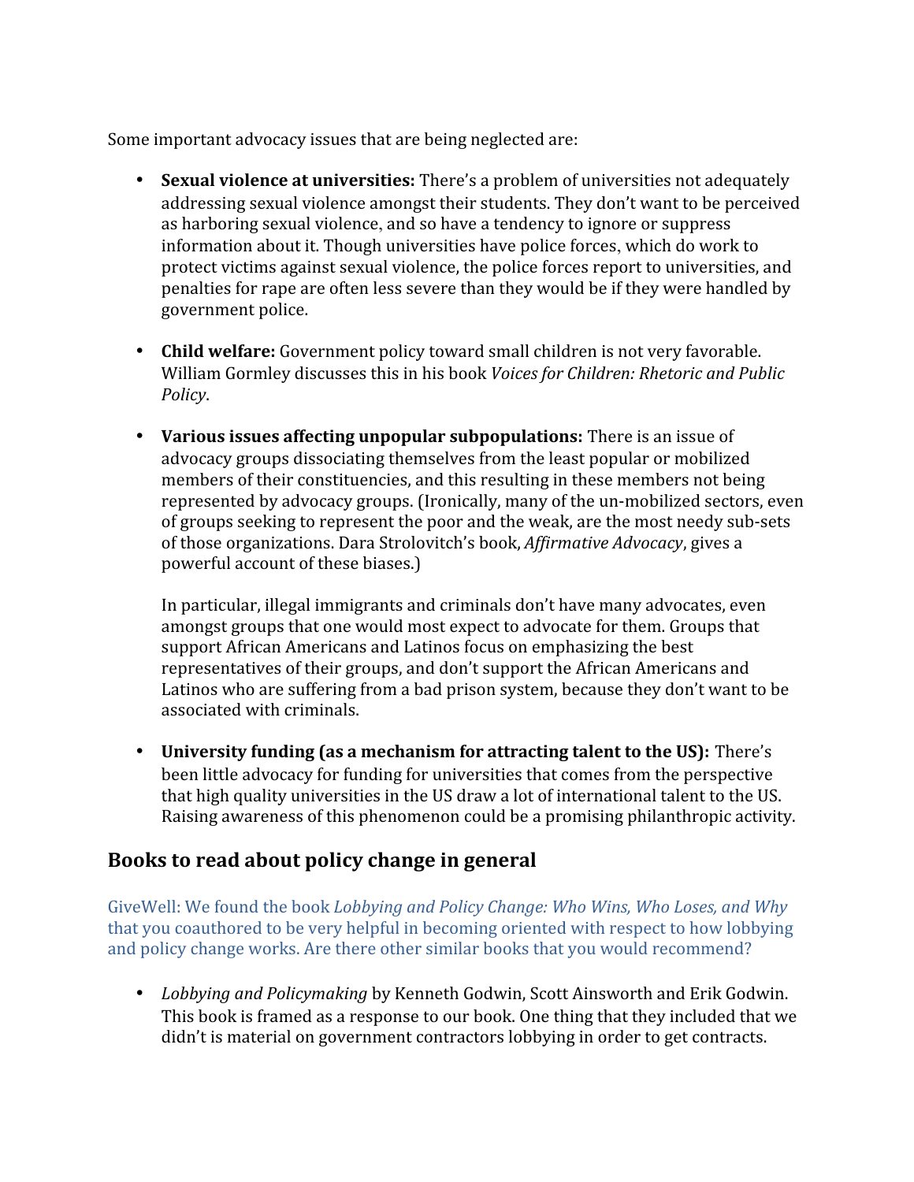Some important advocacy issues that are being neglected are:

- **Sexual violence at universities:** There's a problem of universities not adequately addressing sexual violence amongst their students. They don't want to be perceived as harboring sexual violence, and so have a tendency to ignore or suppress information about it. Though universities have police forces, which do work to protect victims against sexual violence, the police forces report to universities, and penalties for rape are often less severe than they would be if they were handled by government police.

- **Child welfare:** Government policy toward small children is not very favorable. William Gormley discusses this in his book *Voices for Children: Rhetoric and Public Policy*.

- **Various issues affecting unpopular subpopulations:** There is an issue of advocacy groups dissociating themselves from the least popular or mobilized members of their constituencies, and this resulting in these members not being represented by advocacy groups. (Ironically, many of the un-mobilized sectors, even of groups seeking to represent the poor and the weak, are the most needy sub-sets of those organizations. Dara Strolovitch's book, *Affirmative Advocacy*, gives a powerful account of these biases.)

  In particular, illegal immigrants and criminals don't have many advocates, even amongst groups that one would most expect to advocate for them. Groups that support African Americans and Latinos focus on emphasizing the best representatives of their groups, and don't support the African Americans and Latinos who are suffering from a bad prison system, because they don't want to be associated with criminals.

- **University funding (as a mechanism for attracting talent to the US):** There's been little advocacy for funding for universities that comes from the perspective that high quality universities in the US draw a lot of international talent to the US. Raising awareness of this phenomenon could be a promising philanthropic activity.

## Books to read about policy change in general

GiveWell: We found the book *Lobbying and Policy Change: Who Wins, Who Loses, and Why* that you coauthored to be very helpful in becoming oriented with respect to how lobbying and policy change works. Are there other similar books that you would recommend?

- *Lobbying and Policymaking* by Kenneth Godwin, Scott Ainsworth and Erik Godwin. This book is framed as a response to our book. One thing that they included that we didn't is material on government contractors lobbying in order to get contracts.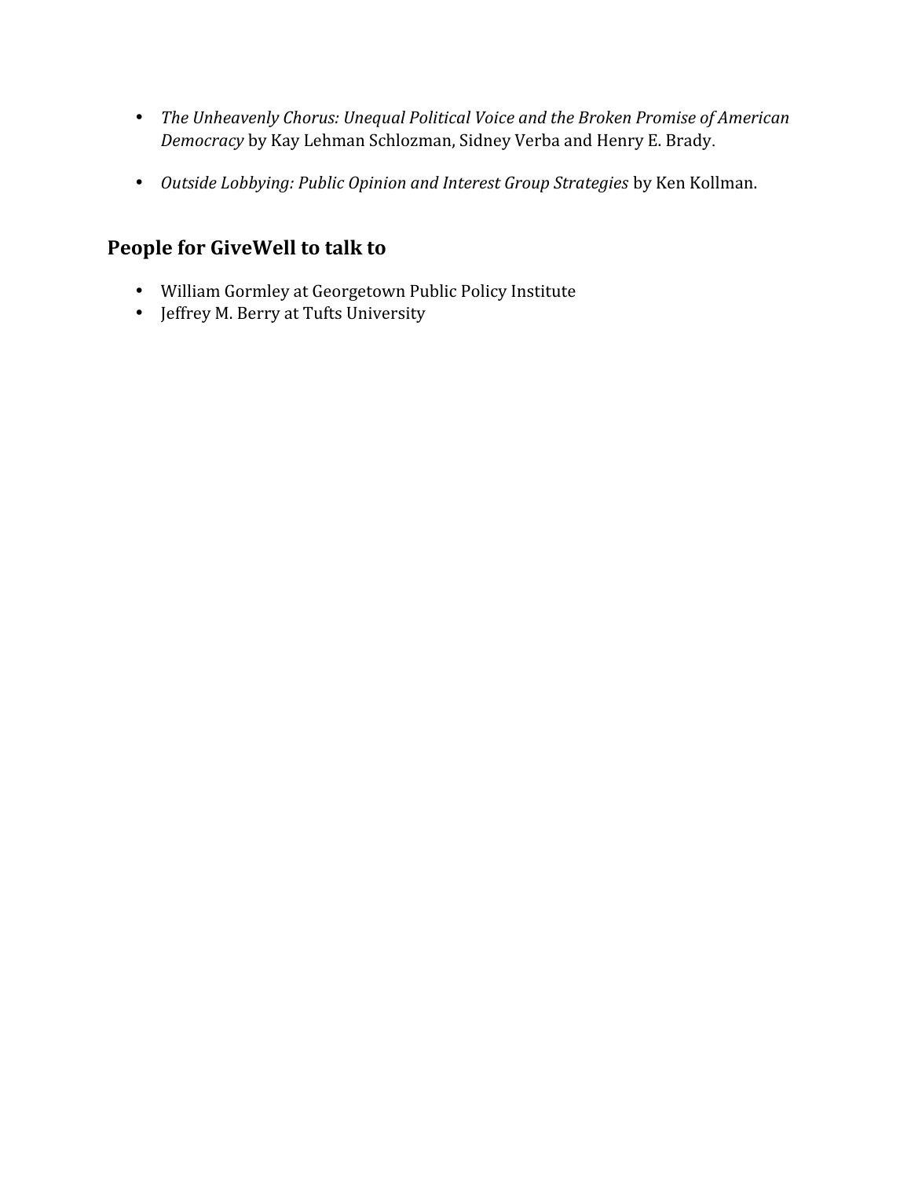- *The Unheavenly Chorus: Unequal Political Voice and the Broken Promise of American Democracy* by Kay Lehman Schlozman, Sidney Verba and Henry E. Brady.

- *Outside Lobbying: Public Opinion and Interest Group Strategies* by Ken Kollman.

## People for GiveWell to talk to

- William Gormley at Georgetown Public Policy Institute
- Jeffrey M. Berry at Tufts University